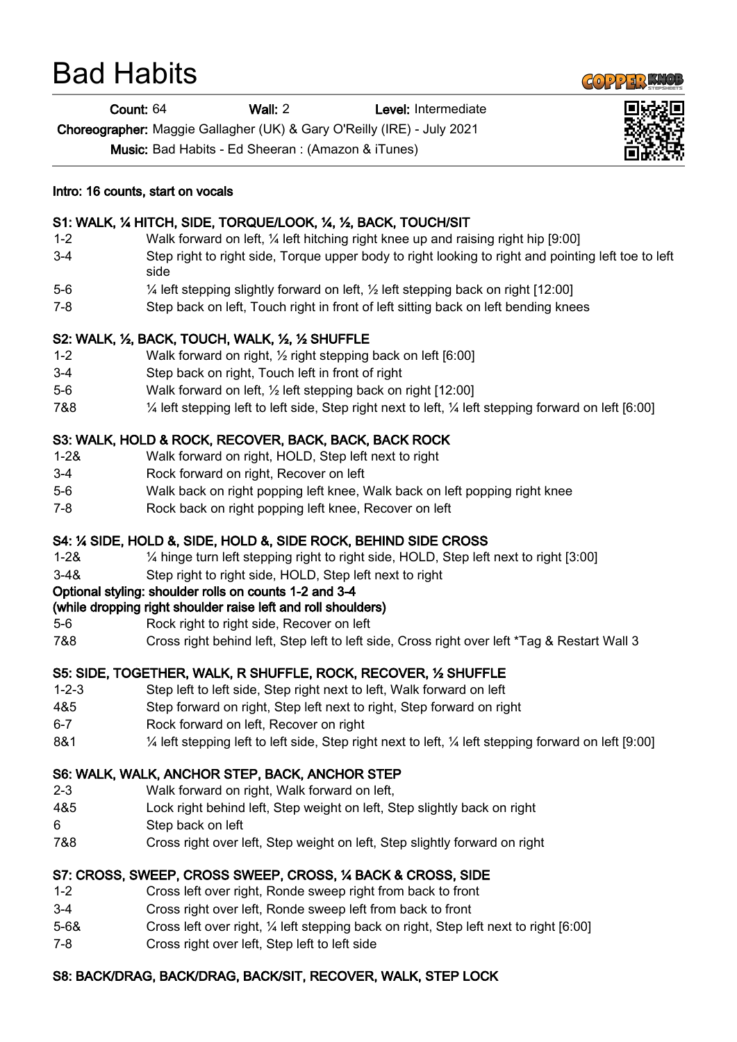# Bad Habits

**Count:** 64 **Wall:** 2 **Level:** Intermediate

**Choreographer:** Maggie Gallagher (UK) & Gary O'Reilly (IRE) - July 2021

**Music:** Bad Habits - Ed Sheeran : (Amazon & iTunes)

**Intro: 16 counts, start on vocals**

**S1: WALK, ¼ HITCH, SIDE, TORQUE/LOOK, ¼, ½, BACK, TOUCH/SIT**

| | |
|---|---|
| 1-2 | Walk forward on left, ¼ left hitching right knee up and raising right hip [9:00] |
| 3-4 | Step right to right side, Torque upper body to right looking to right and pointing left toe to left side |
| 5-6 | ¼ left stepping slightly forward on left, ½ left stepping back on right [12:00] |
| 7-8 | Step back on left, Touch right in front of left sitting back on left bending knees |

**S2: WALK, ½, BACK, TOUCH, WALK, ½, ½ SHUFFLE**

| | |
|---|---|
| 1-2 | Walk forward on right, ½ right stepping back on left [6:00] |
| 3-4 | Step back on right, Touch left in front of right |
| 5-6 | Walk forward on left, ½ left stepping back on right [12:00] |
| 7&8 | ¼ left stepping left to left side, Step right next to left, ¼ left stepping forward on left [6:00] |

**S3: WALK, HOLD & ROCK, RECOVER, BACK, BACK, BACK ROCK**

| | |
|---|---|
| 1-2& | Walk forward on right, HOLD, Step left next to right |
| 3-4 | Rock forward on right, Recover on left |
| 5-6 | Walk back on right popping left knee, Walk back on left popping right knee |
| 7-8 | Rock back on right popping left knee, Recover on left |

**S4: ¼ SIDE, HOLD &, SIDE, HOLD &, SIDE ROCK, BEHIND SIDE CROSS**

| | |
|---|---|
| 1-2& | ¼ hinge turn left stepping right to right side, HOLD, Step left next to right [3:00] |
| 3-4& | Step right to right side, HOLD, Step left next to right |

**Optional styling: shoulder rolls on counts 1-2 and 3-4**
**(while dropping right shoulder raise left and roll shoulders)**

| | |
|---|---|
| 5-6 | Rock right to right side, Recover on left |
| 7&8 | Cross right behind left, Step left to left side, Cross right over left *Tag & Restart Wall 3 |

**S5: SIDE, TOGETHER, WALK, R SHUFFLE, ROCK, RECOVER, ½ SHUFFLE**

| | |
|---|---|
| 1-2-3 | Step left to left side, Step right next to left, Walk forward on left |
| 4&5 | Step forward on right, Step left next to right, Step forward on right |
| 6-7 | Rock forward on left, Recover on right |
| 8&1 | ¼ left stepping left to left side, Step right next to left, ¼ left stepping forward on left [9:00] |

**S6: WALK, WALK, ANCHOR STEP, BACK, ANCHOR STEP**

| | |
|---|---|
| 2-3 | Walk forward on right, Walk forward on left, |
| 4&5 | Lock right behind left, Step weight on left, Step slightly back on right |
| 6 | Step back on left |
| 7&8 | Cross right over left, Step weight on left, Step slightly forward on right |

**S7: CROSS, SWEEP, CROSS SWEEP, CROSS, ¼ BACK & CROSS, SIDE**

| | |
|---|---|
| 1-2 | Cross left over right, Ronde sweep right from back to front |
| 3-4 | Cross right over left, Ronde sweep left from back to front |
| 5-6& | Cross left over right, ¼ left stepping back on right, Step left next to right [6:00] |
| 7-8 | Cross right over left, Step left to left side |

**S8: BACK/DRAG, BACK/DRAG, BACK/SIT, RECOVER, WALK, STEP LOCK**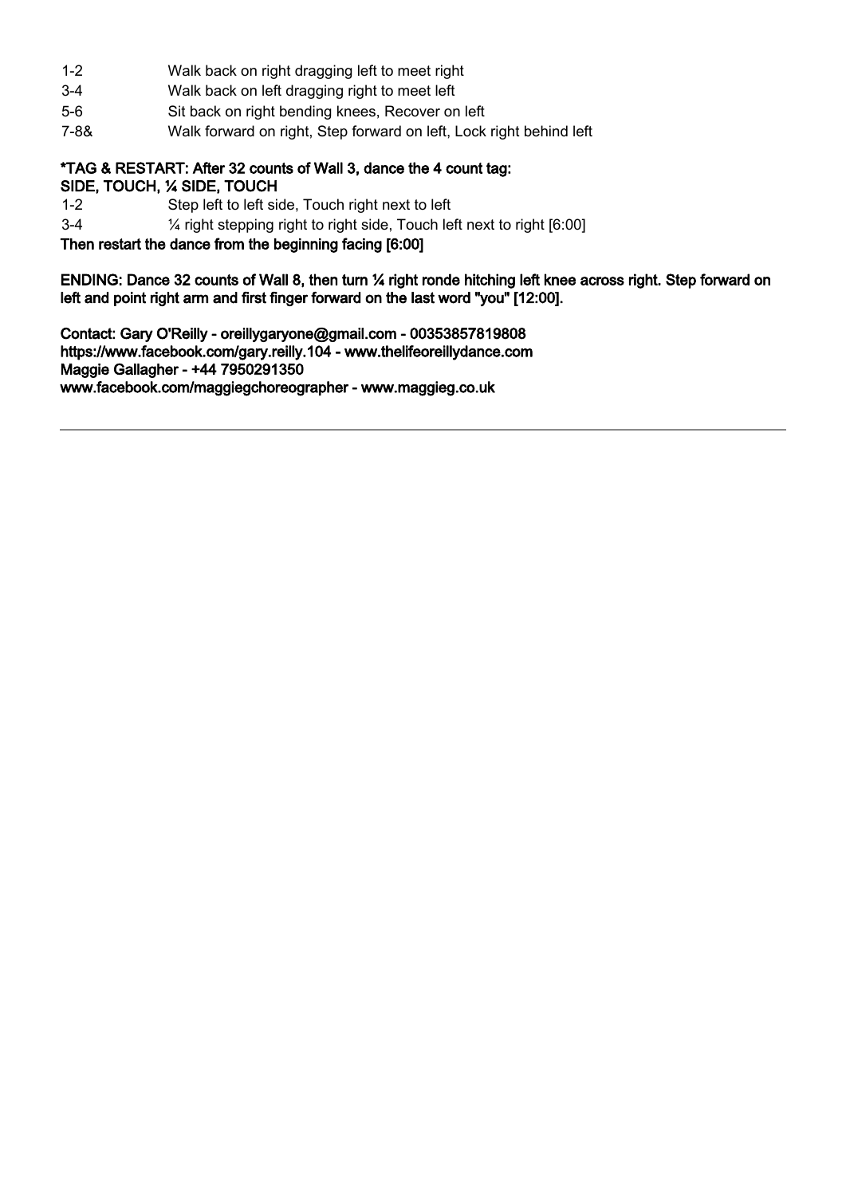1-2 Walk back on right dragging left to meet right
3-4 Walk back on left dragging right to meet left
5-6 Sit back on right bending knees, Recover on left
7-8& Walk forward on right, Step forward on left, Lock right behind left

**\*TAG & RESTART: After 32 counts of Wall 3, dance the 4 count tag:**
**SIDE, TOUCH, ¼ SIDE, TOUCH**
1-2 Step left to left side, Touch right next to left
3-4 ¼ right stepping right to right side, Touch left next to right [6:00]
**Then restart the dance from the beginning facing [6:00]**

**ENDING: Dance 32 counts of Wall 8, then turn ¼ right ronde hitching left knee across right. Step forward on left and point right arm and first finger forward on the last word "you" [12:00].**

**Contact: Gary O'Reilly - oreillygaryone@gmail.com - 00353857819808**
**https://www.facebook.com/gary.reilly.104 - www.thelifeoreillydance.com**
**Maggie Gallagher - +44 7950291350**
**www.facebook.com/maggiegchoreographer - www.maggieg.co.uk**

---